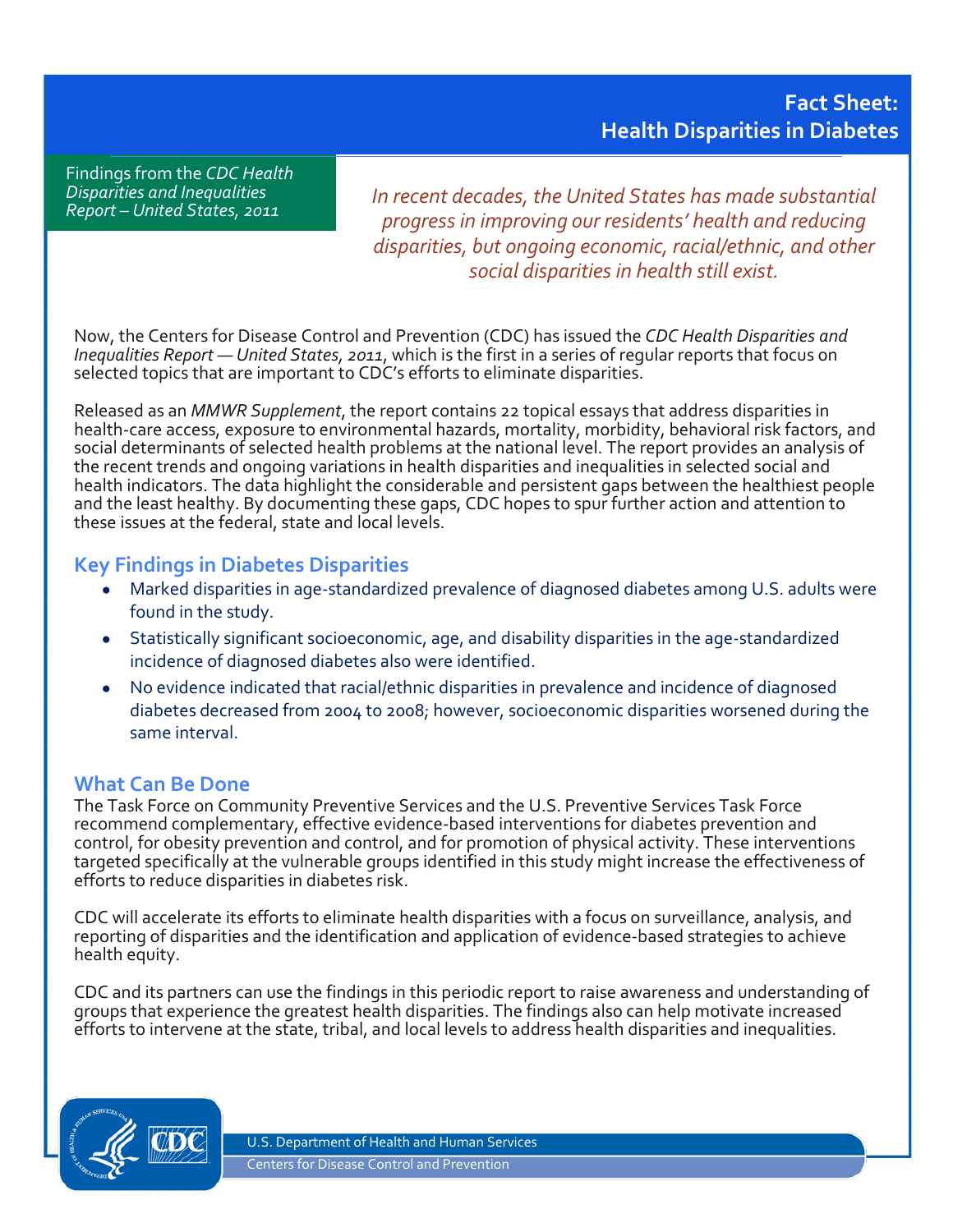# Fact Sheet: Health Disparities in Diabetes

Findings from the *CDC Health Disparities and Inequalities Report – United States, 2011*

*In recent decades, the United States has made substantial progress in improving our residents' health and reducing disparities, but ongoing economic, racial/ethnic, and other social disparities in health still exist.*

Now, the Centers for Disease Control and Prevention (CDC) has issued the *CDC Health Disparities and Inequalities Report — United States, 2011*, which is the first in a series of regular reports that focus on selected topics that are important to CDC's efforts to eliminate disparities.

Released as an *MMWR Supplement*, the report contains 22 topical essays that address disparities in health-care access, exposure to environmental hazards, mortality, morbidity, behavioral risk factors, and social determinants of selected health problems at the national level. The report provides an analysis of the recent trends and ongoing variations in health disparities and inequalities in selected social and health indicators. The data highlight the considerable and persistent gaps between the healthiest people and the least healthy. By documenting these gaps, CDC hopes to spur further action and attention to these issues at the federal, state and local levels.

## Key Findings in Diabetes Disparities

- Marked disparities in age-standardized prevalence of diagnosed diabetes among U.S. adults were found in the study.
- Statistically significant socioeconomic, age, and disability disparities in the age-standardized incidence of diagnosed diabetes also were identified.
- No evidence indicated that racial/ethnic disparities in prevalence and incidence of diagnosed diabetes decreased from 2004 to 2008; however, socioeconomic disparities worsened during the same interval.

## What Can Be Done

The Task Force on Community Preventive Services and the U.S. Preventive Services Task Force recommend complementary, effective evidence-based interventions for diabetes prevention and control, for obesity prevention and control, and for promotion of physical activity. These interventions targeted specifically at the vulnerable groups identified in this study might increase the effectiveness of efforts to reduce disparities in diabetes risk.

CDC will accelerate its efforts to eliminate health disparities with a focus on surveillance, analysis, and reporting of disparities and the identification and application of evidence-based strategies to achieve health equity.

CDC and its partners can use the findings in this periodic report to raise awareness and understanding of groups that experience the greatest health disparities. The findings also can help motivate increased efforts to intervene at the state, tribal, and local levels to address health disparities and inequalities.

U.S. Department of Health and Human Services
Centers for Disease Control and Prevention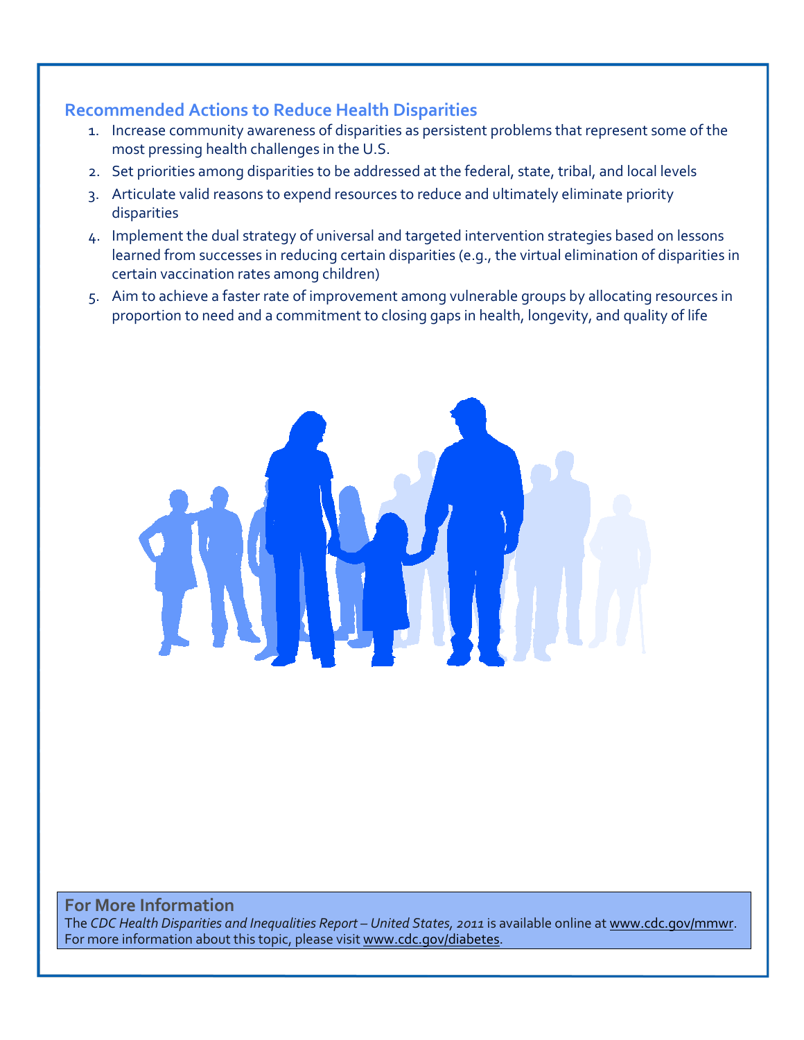## Recommended Actions to Reduce Health Disparities

1. Increase community awareness of disparities as persistent problems that represent some of the most pressing health challenges in the U.S.
2. Set priorities among disparities to be addressed at the federal, state, tribal, and local levels
3. Articulate valid reasons to expend resources to reduce and ultimately eliminate priority disparities
4. Implement the dual strategy of universal and targeted intervention strategies based on lessons learned from successes in reducing certain disparities (e.g., the virtual elimination of disparities in certain vaccination rates among children)
5. Aim to achieve a faster rate of improvement among vulnerable groups by allocating resources in proportion to need and a commitment to closing gaps in health, longevity, and quality of life

## For More Information

The *CDC Health Disparities and Inequalities Report – United States, 2011* is available online at www.cdc.gov/mmwr. For more information about this topic, please visit www.cdc.gov/diabetes.